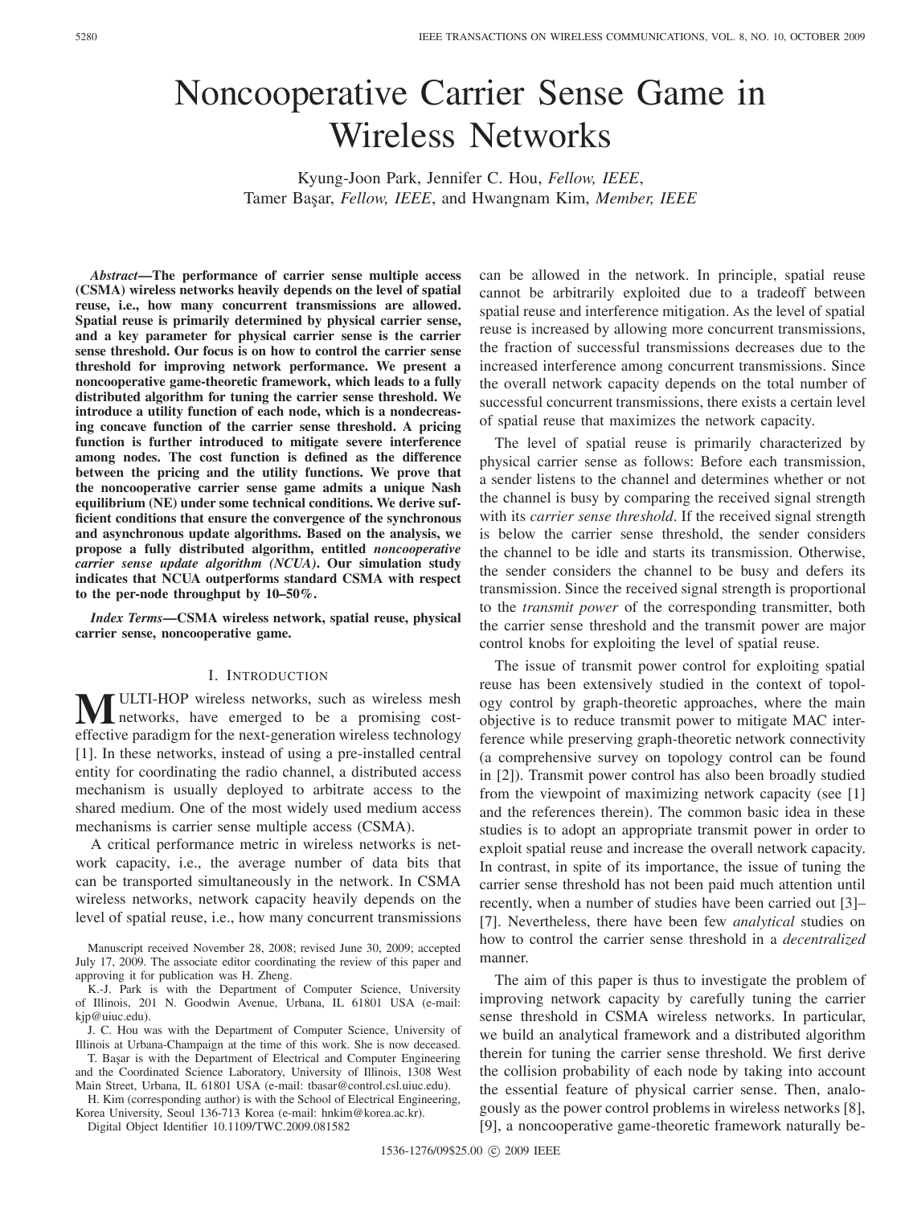# Noncooperative Carrier Sense Game in Wireless Networks

Kyung-Joon Park, Jennifer C. Hou, *Fellow, IEEE*, Tamer Başar, *Fellow, IEEE*, and Hwangnam Kim, *Member, IEEE*

***Abstract*—The performance of carrier sense multiple access (CSMA) wireless networks heavily depends on the level of spatial reuse, i.e., how many concurrent transmissions are allowed. Spatial reuse is primarily determined by physical carrier sense, and a key parameter for physical carrier sense is the carrier sense threshold. Our focus is on how to control the carrier sense threshold for improving network performance. We present a noncooperative game-theoretic framework, which leads to a fully distributed algorithm for tuning the carrier sense threshold. We introduce a utility function of each node, which is a nondecreasing concave function of the carrier sense threshold. A pricing function is further introduced to mitigate severe interference among nodes. The cost function is defined as the difference between the pricing and the utility functions. We prove that the noncooperative carrier sense game admits a unique Nash equilibrium (NE) under some technical conditions. We derive sufficient conditions that ensure the convergence of the synchronous and asynchronous update algorithms. Based on the analysis, we propose a fully distributed algorithm, entitled *noncooperative carrier sense update algorithm (NCUA)*. Our simulation study indicates that NCUA outperforms standard CSMA with respect to the per-node throughput by 10–50%.**

***Index Terms*—CSMA wireless network, spatial reuse, physical carrier sense, noncooperative game.**

## I. Introduction

MULTI-HOP wireless networks, such as wireless mesh networks, have emerged to be a promising cost-effective paradigm for the next-generation wireless technology [1]. In these networks, instead of using a pre-installed central entity for coordinating the radio channel, a distributed access mechanism is usually deployed to arbitrate access to the shared medium. One of the most widely used medium access mechanisms is carrier sense multiple access (CSMA).

A critical performance metric in wireless networks is network capacity, i.e., the average number of data bits that can be transported simultaneously in the network. In CSMA wireless networks, network capacity heavily depends on the level of spatial reuse, i.e., how many concurrent transmissions can be allowed in the network. In principle, spatial reuse cannot be arbitrarily exploited due to a tradeoff between spatial reuse and interference mitigation. As the level of spatial reuse is increased by allowing more concurrent transmissions, the fraction of successful transmissions decreases due to the increased interference among concurrent transmissions. Since the overall network capacity depends on the total number of successful concurrent transmissions, there exists a certain level of spatial reuse that maximizes the network capacity.

The level of spatial reuse is primarily characterized by physical carrier sense as follows: Before each transmission, a sender listens to the channel and determines whether or not the channel is busy by comparing the received signal strength with its *carrier sense threshold*. If the received signal strength is below the carrier sense threshold, the sender considers the channel to be idle and starts its transmission. Otherwise, the sender considers the channel to be busy and defers its transmission. Since the received signal strength is proportional to the *transmit power* of the corresponding transmitter, both the carrier sense threshold and the transmit power are major control knobs for exploiting the level of spatial reuse.

The issue of transmit power control for exploiting spatial reuse has been extensively studied in the context of topology control by graph-theoretic approaches, where the main objective is to reduce transmit power to mitigate MAC interference while preserving graph-theoretic network connectivity (a comprehensive survey on topology control can be found in [2]). Transmit power control has also been broadly studied from the viewpoint of maximizing network capacity (see [1] and the references therein). The common basic idea in these studies is to adopt an appropriate transmit power in order to exploit spatial reuse and increase the overall network capacity. In contrast, in spite of its importance, the issue of tuning the carrier sense threshold has not been paid much attention until recently, when a number of studies have been carried out [3]–[7]. Nevertheless, there have been few *analytical* studies on how to control the carrier sense threshold in a *decentralized* manner.

The aim of this paper is thus to investigate the problem of improving network capacity by carefully tuning the carrier sense threshold in CSMA wireless networks. In particular, we build an analytical framework and a distributed algorithm therein for tuning the carrier sense threshold. We first derive the collision probability of each node by taking into account the essential feature of physical carrier sense. Then, analogously as the power control problems in wireless networks [8], [9], a noncooperative game-theoretic framework naturally be-

Manuscript received November 28, 2008; revised June 30, 2009; accepted July 17, 2009. The associate editor coordinating the review of this paper and approving it for publication was H. Zheng.

K.-J. Park is with the Department of Computer Science, University of Illinois, 201 N. Goodwin Avenue, Urbana, IL 61801 USA (e-mail: kjp@uiuc.edu).

J. C. Hou was with the Department of Computer Science, University of Illinois at Urbana-Champaign at the time of this work. She is now deceased.

T. Başar is with the Department of Electrical and Computer Engineering and the Coordinated Science Laboratory, University of Illinois, 1308 West Main Street, Urbana, IL 61801 USA (e-mail: tbasar@control.csl.uiuc.edu).

H. Kim (corresponding author) is with the School of Electrical Engineering, Korea University, Seoul 136-713 Korea (e-mail: hnkim@korea.ac.kr).

Digital Object Identifier 10.1109/TWC.2009.081582

1536-1276/09$25.00 © 2009 IEEE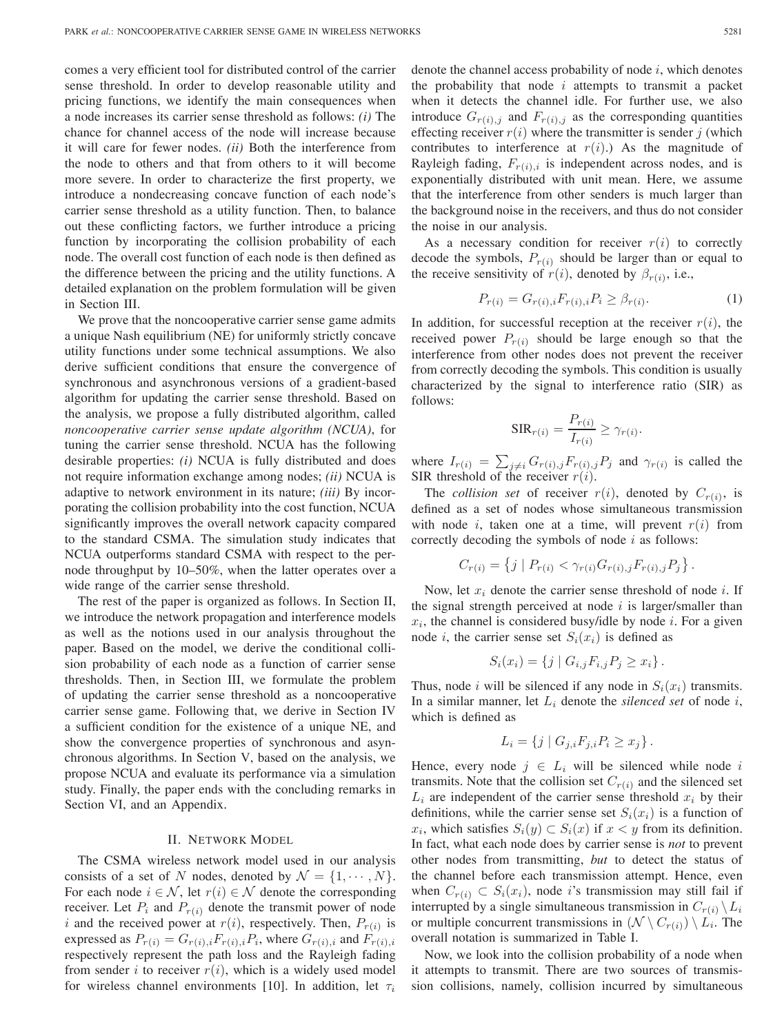comes a very efficient tool for distributed control of the carrier sense threshold. In order to develop reasonable utility and pricing functions, we identify the main consequences when a node increases its carrier sense threshold as follows: *(i)* The chance for channel access of the node will increase because it will care for fewer nodes. *(ii)* Both the interference from the node to others and that from others to it will become more severe. In order to characterize the first property, we introduce a nondecreasing concave function of each node's carrier sense threshold as a utility function. Then, to balance out these conflicting factors, we further introduce a pricing function by incorporating the collision probability of each node. The overall cost function of each node is then defined as the difference between the pricing and the utility functions. A detailed explanation on the problem formulation will be given in Section III.

We prove that the noncooperative carrier sense game admits a unique Nash equilibrium (NE) for uniformly strictly concave utility functions under some technical assumptions. We also derive sufficient conditions that ensure the convergence of synchronous and asynchronous versions of a gradient-based algorithm for updating the carrier sense threshold. Based on the analysis, we propose a fully distributed algorithm, called *noncooperative carrier sense update algorithm (NCUA)*, for tuning the carrier sense threshold. NCUA has the following desirable properties: *(i)* NCUA is fully distributed and does not require information exchange among nodes; *(ii)* NCUA is adaptive to network environment in its nature; *(iii)* By incorporating the collision probability into the cost function, NCUA significantly improves the overall network capacity compared to the standard CSMA. The simulation study indicates that NCUA outperforms standard CSMA with respect to the per-node throughput by 10–50%, when the latter operates over a wide range of the carrier sense threshold.

The rest of the paper is organized as follows. In Section II, we introduce the network propagation and interference models as well as the notions used in our analysis throughout the paper. Based on the model, we derive the conditional collision probability of each node as a function of carrier sense thresholds. Then, in Section III, we formulate the problem of updating the carrier sense threshold as a noncooperative carrier sense game. Following that, we derive in Section IV a sufficient condition for the existence of a unique NE, and show the convergence properties of synchronous and asynchronous algorithms. In Section V, based on the analysis, we propose NCUA and evaluate its performance via a simulation study. Finally, the paper ends with the concluding remarks in Section VI, and an Appendix.

## II. Network Model

The CSMA wireless network model used in our analysis consists of a set of $N$ nodes, denoted by $\mathcal{N} = \{1, \cdots, N\}$. For each node $i \in \mathcal{N}$, let $r(i) \in \mathcal{N}$ denote the corresponding receiver. Let $P_i$ and $P_{r(i)}$ denote the transmit power of node $i$ and the received power at $r(i)$, respectively. Then, $P_{r(i)}$ is expressed as $P_{r(i)} = G_{r(i),i}F_{r(i),i}P_i$, where $G_{r(i),i}$ and $F_{r(i),i}$ respectively represent the path loss and the Rayleigh fading from sender $i$ to receiver $r(i)$, which is a widely used model for wireless channel environments [10]. In addition, let $\tau_i$ denote the channel access probability of node $i$, which denotes the probability that node $i$ attempts to transmit a packet when it detects the channel idle. For further use, we also introduce $G_{r(i),j}$ and $F_{r(i),j}$ as the corresponding quantities effecting receiver $r(i)$ where the transmitter is sender $j$ (which contributes to interference at $r(i)$.) As the magnitude of Rayleigh fading, $F_{r(i),i}$ is independent across nodes, and is exponentially distributed with unit mean. Here, we assume that the interference from other senders is much larger than the background noise in the receivers, and thus do not consider the noise in our analysis.

As a necessary condition for receiver $r(i)$ to correctly decode the symbols, $P_{r(i)}$ should be larger than or equal to the receive sensitivity of $r(i)$, denoted by $\beta_{r(i)}$, i.e.,

$$P_{r(i)} = G_{r(i),i}F_{r(i),i}P_i \geq \beta_{r(i)}. \tag{1}$$

In addition, for successful reception at the receiver $r(i)$, the received power $P_{r(i)}$ should be large enough so that the interference from other nodes does not prevent the receiver from correctly decoding the symbols. This condition is usually characterized by the signal to interference ratio (SIR) as follows:

$$\text{SIR}_{r(i)} = \frac{P_{r(i)}}{I_{r(i)}} \geq \gamma_{r(i)}.$$

where $I_{r(i)} = \sum_{j \neq i} G_{r(i),j}F_{r(i),j}P_j$ and $\gamma_{r(i)}$ is called the SIR threshold of the receiver $r(i)$.

The *collision set* of receiver $r(i)$, denoted by $C_{r(i)}$, is defined as a set of nodes whose simultaneous transmission with node $i$, taken one at a time, will prevent $r(i)$ from correctly decoding the symbols of node $i$ as follows:

$$C_{r(i)} = \left\{ j \mid P_{r(i)} < \gamma_{r(i)} G_{r(i),j} F_{r(i),j} P_j \right\}.$$

Now, let $x_i$ denote the carrier sense threshold of node $i$. If the signal strength perceived at node $i$ is larger/smaller than $x_i$, the channel is considered busy/idle by node $i$. For a given node $i$, the carrier sense set $S_i(x_i)$ is defined as

$$S_i(x_i) = \{ j \mid G_{i,j}F_{i,j}P_j \geq x_i \}.$$

Thus, node $i$ will be silenced if any node in $S_i(x_i)$ transmits. In a similar manner, let $L_i$ denote the *silenced set* of node $i$, which is defined as

$$L_i = \{ j \mid G_{j,i}F_{j,i}P_i \geq x_j \}.$$

Hence, every node $j \in L_i$ will be silenced while node $i$ transmits. Note that the collision set $C_{r(i)}$ and the silenced set $L_i$ are independent of the carrier sense threshold $x_i$ by their definitions, while the carrier sense set $S_i(x_i)$ is a function of $x_i$, which satisfies $S_i(y) \subset S_i(x)$ if $x < y$ from its definition. In fact, what each node does by carrier sense is *not* to prevent other nodes from transmitting, *but* to detect the status of the channel before each transmission attempt. Hence, even when $C_{r(i)} \subset S_i(x_i)$, node $i$'s transmission may still fail if interrupted by a single simultaneous transmission in $C_{r(i)} \setminus L_i$ or multiple concurrent transmissions in $(\mathcal{N} \setminus C_{r(i)}) \setminus L_i$. The overall notation is summarized in Table I.

Now, we look into the collision probability of a node when it attempts to transmit. There are two sources of transmission collisions, namely, collision incurred by simultaneous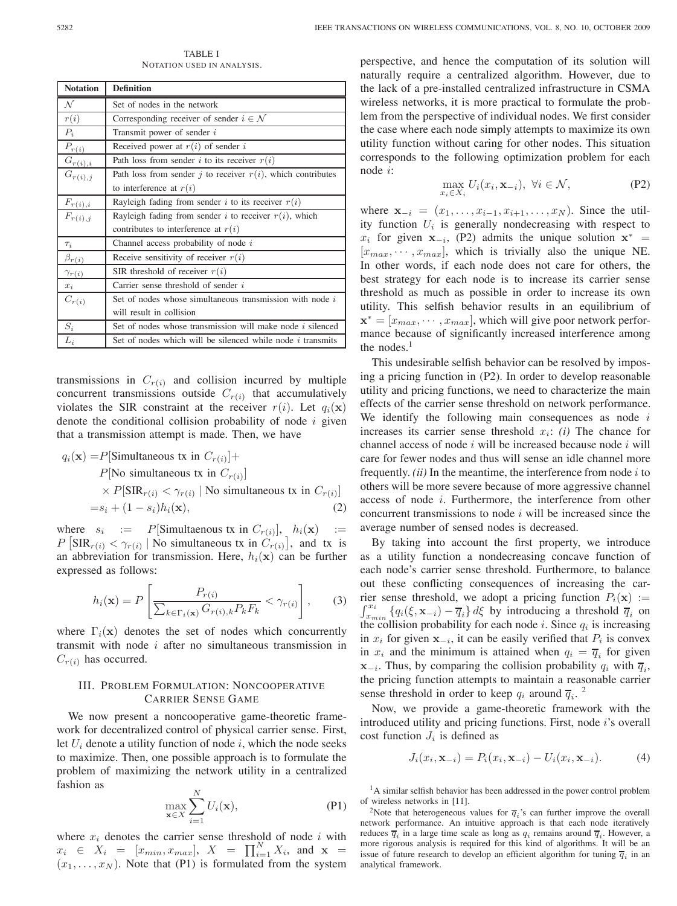TABLE I
NOTATION USED IN ANALYSIS.

| Notation | Definition |
|---|---|
| $\mathcal{N}$ | Set of nodes in the network |
| $r(i)$ | Corresponding receiver of sender $i \in \mathcal{N}$ |
| $P_i$ | Transmit power of sender $i$ |
| $P_{r(i)}$ | Received power at $r(i)$ of sender $i$ |
| $G_{r(i),i}$ | Path loss from sender $i$ to its receiver $r(i)$ |
| $G_{r(i),j}$ | Path loss from sender $j$ to receiver $r(i)$, which contributes to interference at $r(i)$ |
| $F_{r(i),i}$ | Rayleigh fading from sender $i$ to its receiver $r(i)$ |
| $F_{r(i),j}$ | Rayleigh fading from sender $i$ to receiver $r(i)$, which contributes to interference at $r(i)$ |
| $\tau_i$ | Channel access probability of node $i$ |
| $\beta_{r(i)}$ | Receive sensitivity of receiver $r(i)$ |
| $\gamma_{r(i)}$ | SIR threshold of receiver $r(i)$ |
| $x_i$ | Carrier sense threshold of sender $i$ |
| $C_{r(i)}$ | Set of nodes whose simultaneous transmission with node $i$ will result in collision |
| $S_i$ | Set of nodes whose transmission will make node $i$ silenced |
| $L_i$ | Set of nodes which will be silenced while node $i$ transmits |

transmissions in $C_{r(i)}$ and collision incurred by multiple concurrent transmissions outside $C_{r(i)}$ that accumulatively violates the SIR constraint at the receiver $r(i)$. Let $q_i(\mathbf{x})$ denote the conditional collision probability of node $i$ given that a transmission attempt is made. Then, we have

$$
\begin{aligned}
q_i(\mathbf{x}) =& P[\text{Simultaneous tx in } C_{r(i)}] + \\
& P[\text{No simultaneous tx in } C_{r(i)}] \\
& \times P[\text{SIR}_{r(i)} < \gamma_{r(i)} \mid \text{No simultaneous tx in } C_{r(i)}] \\
=& s_i + (1 - s_i) h_i(\mathbf{x}),
\end{aligned} \tag{2}
$$

where $s_i := P[\text{Simultaenous tx in } C_{r(i)}]$, $h_i(\mathbf{x}) := P\left[\text{SIR}_{r(i)} < \gamma_{r(i)} \mid \text{No simultaneous tx in } C_{r(i)}\right]$, and tx is an abbreviation for transmission. Here, $h_i(\mathbf{x})$ can be further expressed as follows:

$$
h_i(\mathbf{x}) = P\left[\frac{P_{r(i)}}{\sum_{k \in \Gamma_i(\mathbf{x})} G_{r(i),k} P_k F_k} < \gamma_{r(i)}\right], \tag{3}
$$

where $\Gamma_i(\mathbf{x})$ denotes the set of nodes which concurrently transmit with node $i$ after no simultaneous transmission in $C_{r(i)}$ has occurred.

## III. Problem Formulation: Noncooperative Carrier Sense Game

We now present a noncooperative game-theoretic framework for decentralized control of physical carrier sense. First, let $U_i$ denote a utility function of node $i$, which the node seeks to maximize. Then, one possible approach is to formulate the problem of maximizing the network utility in a centralized fashion as

$$
\max_{\mathbf{x} \in X} \sum_{i=1}^{N} U_i(\mathbf{x}), \tag{P1}
$$

where $x_i$ denotes the carrier sense threshold of node $i$ with $x_i \in X_i = [x_{min}, x_{max}]$, $X = \prod_{i=1}^{N} X_i$, and $\mathbf{x} = (x_1, \ldots, x_N)$. Note that (P1) is formulated from the system perspective, and hence the computation of its solution will naturally require a centralized algorithm. However, due to the lack of a pre-installed centralized infrastructure in CSMA wireless networks, it is more practical to formulate the problem from the perspective of individual nodes. We first consider the case where each node simply attempts to maximize its own utility function without caring for other nodes. This situation corresponds to the following optimization problem for each node $i$:

$$
\max_{x_i \in X_i} U_i(x_i, \mathbf{x}_{-i}), \ \forall i \in \mathcal{N}, \tag{P2}
$$

where $\mathbf{x}_{-i} = (x_1, \ldots, x_{i-1}, x_{i+1}, \ldots, x_N)$. Since the utility function $U_i$ is generally nondecreasing with respect to $x_i$ for given $\mathbf{x}_{-i}$, (P2) admits the unique solution $\mathbf{x}^* = [x_{max}, \cdots, x_{max}]$, which is trivially also the unique NE. In other words, if each node does not care for others, the best strategy for each node is to increase its carrier sense threshold as much as possible in order to increase its own utility. This selfish behavior results in an equilibrium of $\mathbf{x}^* = [x_{max}, \cdots, x_{max}]$, which will give poor network performance because of significantly increased interference among the nodes.[1]

This undesirable selfish behavior can be resolved by imposing a pricing function in (P2). In order to develop reasonable utility and pricing functions, we need to characterize the main effects of the carrier sense threshold on network performance. We identify the following main consequences as node $i$ increases its carrier sense threshold $x_i$: *(i)* The chance for channel access of node $i$ will be increased because node $i$ will care for fewer nodes and thus will sense an idle channel more frequently. *(ii)* In the meantime, the interference from node $i$ to others will be more severe because of more aggressive channel access of node $i$. Furthermore, the interference from other concurrent transmissions to node $i$ will be increased since the average number of sensed nodes is decreased.

By taking into account the first property, we introduce as a utility function a nondecreasing concave function of each node's carrier sense threshold. Furthermore, to balance out these conflicting consequences of increasing the carrier sense threshold, we adopt a pricing function $P_i(\mathbf{x}) := \int_{x_{min}}^{x_i} \{q_i(\xi, \mathbf{x}_{-i}) - \overline{q}_i\} \, d\xi$ by introducing a threshold $\overline{q}_i$ on the collision probability for each node $i$. Since $q_i$ is increasing in $x_i$ for given $\mathbf{x}_{-i}$, it can be easily verified that $P_i$ is convex in $x_i$ and the minimum is attained when $q_i = \overline{q}_i$ for given $\mathbf{x}_{-i}$. Thus, by comparing the collision probability $q_i$ with $\overline{q}_i$, the pricing function attempts to maintain a reasonable carrier sense threshold in order to keep $q_i$ around $\overline{q}_i$.[2]

Now, we provide a game-theoretic framework with the introduced utility and pricing functions. First, node $i$'s overall cost function $J_i$ is defined as

$$
J_i(x_i, \mathbf{x}_{-i}) = P_i(x_i, \mathbf{x}_{-i}) - U_i(x_i, \mathbf{x}_{-i}). \tag{4}
$$

[1] A similar selfish behavior has been addressed in the power control problem of wireless networks in [11].

[2] Note that heterogeneous values for $\overline{q}_i$'s can further improve the overall network performance. An intuitive approach is that each node iteratively reduces $\overline{q}_i$ in a large time scale as long as $q_i$ remains around $\overline{q}_i$. However, a more rigorous analysis is required for this kind of algorithms. It will be an issue of future research to develop an efficient algorithm for tuning $\overline{q}_i$ in an analytical framework.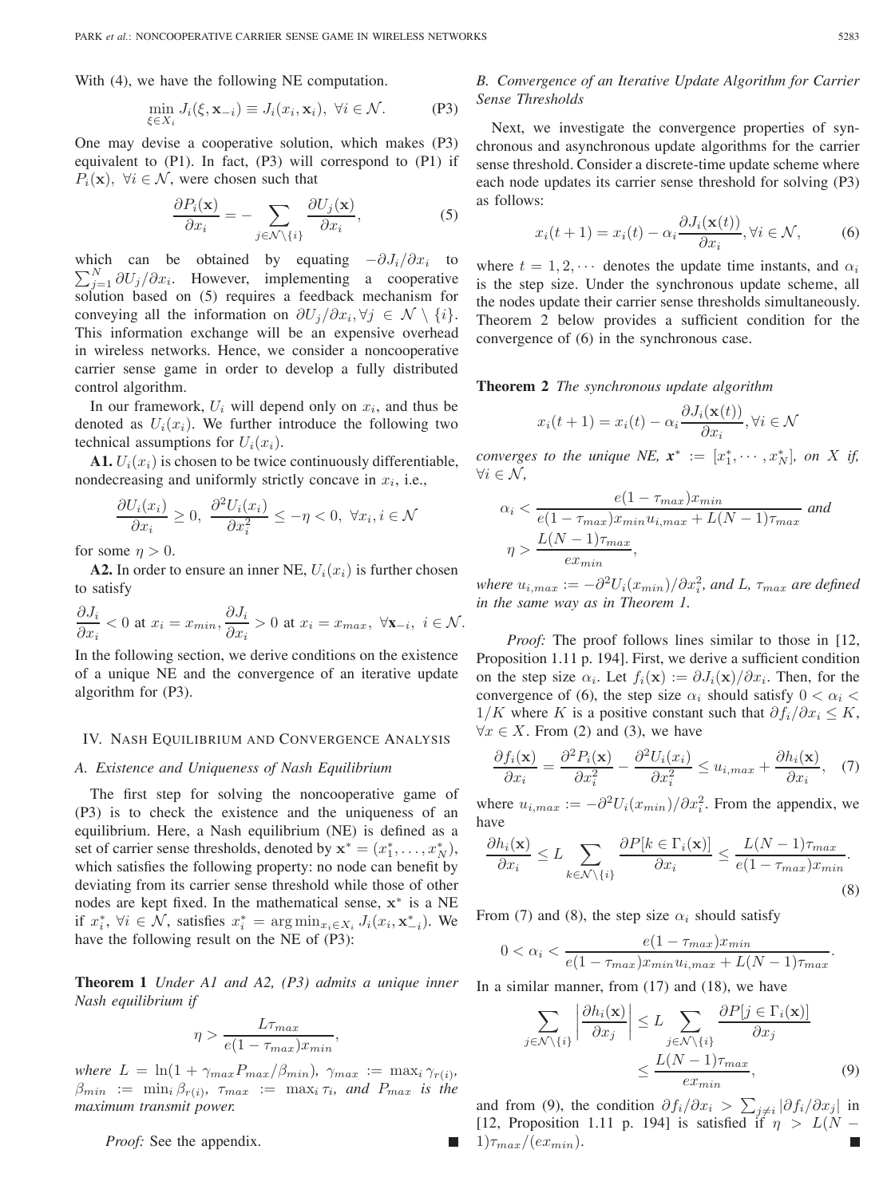With (4), we have the following NE computation.

$$\min_{\xi \in X_i} J_i(\xi, \mathbf{x}_{-i}) \equiv J_i(x_i, \mathbf{x}_i), \ \forall i \in \mathcal{N}. \tag{P3}$$

One may devise a cooperative solution, which makes (P3) equivalent to (P1). In fact, (P3) will correspond to (P1) if $P_i(\mathbf{x}), \ \forall i \in \mathcal{N}$, were chosen such that

$$\frac{\partial P_i(\mathbf{x})}{\partial x_i} = - \sum_{j \in \mathcal{N} \setminus \{i\}} \frac{\partial U_j(\mathbf{x})}{\partial x_i}, \tag{5}$$

which can be obtained by equating $-\partial J_i / \partial x_i$ to $\sum_{j=1}^{N} \partial U_j / \partial x_i$. However, implementing a cooperative solution based on (5) requires a feedback mechanism for conveying all the information on $\partial U_j / \partial x_i, \forall j \in \mathcal{N} \setminus \{i\}$. This information exchange will be an expensive overhead in wireless networks. Hence, we consider a noncooperative carrier sense game in order to develop a fully distributed control algorithm.

In our framework, $U_i$ will depend only on $x_i$, and thus be denoted as $U_i(x_i)$. We further introduce the following two technical assumptions for $U_i(x_i)$.

**A1.** $U_i(x_i)$ is chosen to be twice continuously differentiable, nondecreasing and uniformly strictly concave in $x_i$, i.e.,

$$\frac{\partial U_i(x_i)}{\partial x_i} \geq 0, \ \frac{\partial^2 U_i(x_i)}{\partial x_i^2} \leq -\eta < 0, \ \forall x_i, i \in \mathcal{N}$$

for some $\eta > 0$.

**A2.** In order to ensure an inner NE, $U_i(x_i)$ is further chosen to satisfy

$$\frac{\partial J_i}{\partial x_i} < 0 \text{ at } x_i = x_{min}, \frac{\partial J_i}{\partial x_i} > 0 \text{ at } x_i = x_{max}, \ \forall \mathbf{x}_{-i}, \ i \in \mathcal{N}.$$

In the following section, we derive conditions on the existence of a unique NE and the convergence of an iterative update algorithm for (P3).

## IV. Nash Equilibrium and Convergence Analysis

### A. Existence and Uniqueness of Nash Equilibrium

The first step for solving the noncooperative game of (P3) is to check the existence and the uniqueness of an equilibrium. Here, a Nash equilibrium (NE) is defined as a set of carrier sense thresholds, denoted by $\mathbf{x}^* = (x_1^*, \ldots, x_N^*)$, which satisfies the following property: no node can benefit by deviating from its carrier sense threshold while those of other nodes are kept fixed. In the mathematical sense, $\mathbf{x}^*$ is a NE if $x_i^*, \ \forall i \in \mathcal{N}$, satisfies $x_i^* = \arg\min_{x_i \in X_i} J_i(x_i, \mathbf{x}_{-i}^*)$. We have the following result on the NE of (P3):

**Theorem 1** *Under A1 and A2, (P3) admits a unique inner Nash equilibrium if*

$$\eta > \frac{L \tau_{max}}{e(1 - \tau_{max}) x_{min}},$$

*where* $L = \ln(1 + \gamma_{max} P_{max} / \beta_{min})$, $\gamma_{max} := \max_i \gamma_{r(i)}$, $\beta_{min} := \min_i \beta_{r(i)}$, $\tau_{max} := \max_i \tau_i$, *and* $P_{max}$ *is the maximum transmit power.*

*Proof:* See the appendix. ■

### B. Convergence of an Iterative Update Algorithm for Carrier Sense Thresholds

Next, we investigate the convergence properties of synchronous and asynchronous update algorithms for the carrier sense threshold. Consider a discrete-time update scheme where each node updates its carrier sense threshold for solving (P3) as follows:

$$x_i(t+1) = x_i(t) - \alpha_i \frac{\partial J_i(\mathbf{x}(t))}{\partial x_i}, \forall i \in \mathcal{N}, \tag{6}$$

where $t = 1, 2, \cdots$ denotes the update time instants, and $\alpha_i$ is the step size. Under the synchronous update scheme, all the nodes update their carrier sense thresholds simultaneously. Theorem 2 below provides a sufficient condition for the convergence of (6) in the synchronous case.

**Theorem 2** *The synchronous update algorithm*

$$x_i(t+1) = x_i(t) - \alpha_i \frac{\partial J_i(\mathbf{x}(t))}{\partial x_i}, \forall i \in \mathcal{N}$$

*converges to the unique NE,* $\mathbf{x}^* := [x_1^*, \cdots, x_N^*]$, *on* $X$ *if,* $\forall i \in \mathcal{N}$,

$$\alpha_i < \frac{e(1 - \tau_{max}) x_{min}}{e(1 - \tau_{max}) x_{min} u_{i,max} + L(N-1)\tau_{max}} \text{ and}$$

$$\eta > \frac{L(N-1)\tau_{max}}{e x_{min}},$$

*where* $u_{i,max} := -\partial^2 U_i(x_{min}) / \partial x_i^2$, *and* $L$, $\tau_{max}$ *are defined in the same way as in Theorem 1.*

*Proof:* The proof follows lines similar to those in [12, Proposition 1.11 p. 194]. First, we derive a sufficient condition on the step size $\alpha_i$. Let $f_i(\mathbf{x}) := \partial J_i(\mathbf{x}) / \partial x_i$. Then, for the convergence of (6), the step size $\alpha_i$ should satisfy $0 < \alpha_i < 1/K$ where $K$ is a positive constant such that $\partial f_i / \partial x_i \leq K$, $\forall x \in X$. From (2) and (3), we have

$$\frac{\partial f_i(\mathbf{x})}{\partial x_i} = \frac{\partial^2 P_i(\mathbf{x})}{\partial x_i^2} - \frac{\partial^2 U_i(x_i)}{\partial x_i^2} \leq u_{i,max} + \frac{\partial h_i(\mathbf{x})}{\partial x_i}, \tag{7}$$

where $u_{i,max} := -\partial^2 U_i(x_{min}) / \partial x_i^2$. From the appendix, we have

$$\frac{\partial h_i(\mathbf{x})}{\partial x_i} \leq L \sum_{k \in \mathcal{N} \setminus \{i\}} \frac{\partial P[k \in \Gamma_i(\mathbf{x})]}{\partial x_i} \leq \frac{L(N-1)\tau_{max}}{e(1 - \tau_{max}) x_{min}}. \tag{8}$$

From (7) and (8), the step size $\alpha_i$ should satisfy

$$0 < \alpha_i < \frac{e(1 - \tau_{max}) x_{min}}{e(1 - \tau_{max}) x_{min} u_{i,max} + L(N-1)\tau_{max}}.$$

In a similar manner, from (17) and (18), we have

$$\sum_{j \in \mathcal{N} \setminus \{i\}} \left| \frac{\partial h_i(\mathbf{x})}{\partial x_j} \right| \leq L \sum_{j \in \mathcal{N} \setminus \{i\}} \frac{\partial P[j \in \Gamma_i(\mathbf{x})]}{\partial x_j} \leq \frac{L(N-1)\tau_{max}}{e x_{min}}, \tag{9}$$

and from (9), the condition $\partial f_i / \partial x_i > \sum_{j \neq i} |\partial f_i / \partial x_j|$ in [12, Proposition 1.11 p. 194] is satisfied if $\eta > L(N-1)\tau_{max} / (e x_{min})$. ■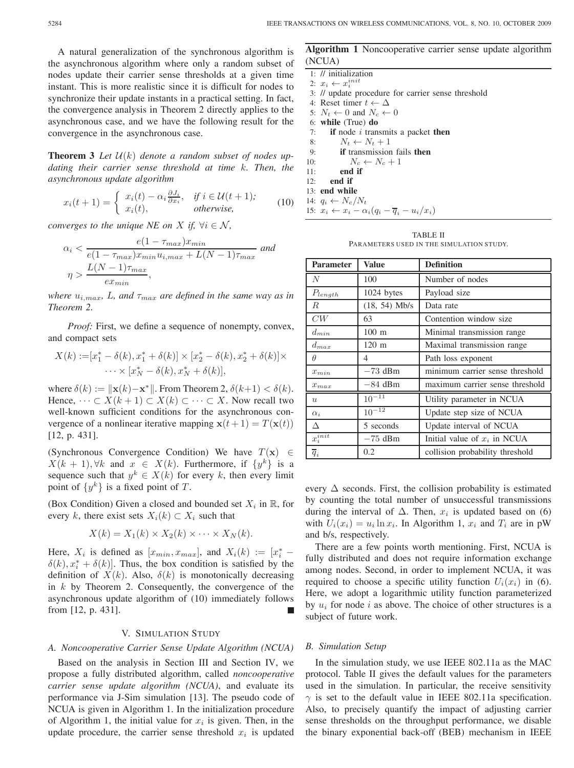A natural generalization of the synchronous algorithm is the asynchronous algorithm where only a random subset of nodes update their carrier sense thresholds at a given time instant. This is more realistic since it is difficult for nodes to synchronize their update instants in a practical setting. In fact, the convergence analysis in Theorem 2 directly applies to the asynchronous case, and we have the following result for the convergence in the asynchronous case.

**Theorem 3** *Let $\mathcal{U}(k)$ denote a random subset of nodes updating their carrier sense threshold at time $k$. Then, the asynchronous update algorithm*

$$x_i(t+1) = \begin{cases} x_i(t) - \alpha_i \frac{\partial J_i}{\partial x_i}, & \text{if } i \in \mathcal{U}(t+1); \\ x_i(t), & \text{otherwise,} \end{cases} \tag{10}$$

*converges to the unique NE on $X$ if, $\forall i \in \mathcal{N}$,*

$$\alpha_i < \frac{e(1-\tau_{max})x_{min}}{e(1-\tau_{max})x_{min}u_{i,max} + L(N-1)\tau_{max}} \text{ and}$$

$$\eta > \frac{L(N-1)\tau_{max}}{ex_{min}},$$

*where $u_{i,max}$, $L$, and $\tau_{max}$ are defined in the same way as in Theorem 2.*

*Proof:* First, we define a sequence of nonempty, convex, and compact sets

$$X(k) := [x_1^* - \delta(k), x_1^* + \delta(k)] \times [x_2^* - \delta(k), x_2^* + \delta(k)] \times \cdots \times [x_N^* - \delta(k), x_N^* + \delta(k)],$$

where $\delta(k) := \|\mathbf{x}(k) - \mathbf{x}^*\|$. From Theorem 2, $\delta(k+1) < \delta(k)$. Hence, $\cdots \subset X(k+1) \subset X(k) \subset \cdots \subset X$. Now recall two well-known sufficient conditions for the asynchronous convergence of a nonlinear iterative mapping $\mathbf{x}(t+1) = T(\mathbf{x}(t))$ [12, p. 431].

(Synchronous Convergence Condition) We have $T(\mathbf{x}) \in X(k+1), \forall k$ and $x \in X(k)$. Furthermore, if $\{y^k\}$ is a sequence such that $y^k \in X(k)$ for every $k$, then every limit point of $\{y^k\}$ is a fixed point of $T$.

(Box Condition) Given a closed and bounded set $X_i$ in $\mathbb{R}$, for every $k$, there exist sets $X_i(k) \subset X_i$ such that

$$X(k) = X_1(k) \times X_2(k) \times \cdots \times X_N(k).$$

Here, $X_i$ is defined as $[x_{min}, x_{max}]$, and $X_i(k) := [x_i^* - \delta(k), x_i^* + \delta(k)]$. Thus, the box condition is satisfied by the definition of $X(k)$. Also, $\delta(k)$ is monotonically decreasing in $k$ by Theorem 2. Consequently, the convergence of the asynchronous update algorithm of (10) immediately follows from [12, p. 431]. ■

## V. Simulation Study

### A. Noncooperative Carrier Sense Update Algorithm (NCUA)

Based on the analysis in Section III and Section IV, we propose a fully distributed algorithm, called *noncooperative carrier sense update algorithm (NCUA)*, and evaluate its performance via J-Sim simulation [13]. The pseudo code of NCUA is given in Algorithm 1. In the initialization procedure of Algorithm 1, the initial value for $x_i$ is given. Then, in the update procedure, the carrier sense threshold $x_i$ is updated every $\Delta$ seconds. First, the collision probability is estimated by counting the total number of unsuccessful transmissions during the interval of $\Delta$. Then, $x_i$ is updated based on (6) with $U_i(x_i) = u_i \ln x_i$. In Algorithm 1, $x_i$ and $T_i$ are in pW and b/s, respectively.

**Algorithm 1** Noncooperative carrier sense update algorithm (NCUA)

```
1: // initialization
2: x_i ← x_i^init
3: // update procedure for carrier sense threshold
4: Reset timer t ← Δ
5: N_t ← 0 and N_c ← 0
6: while (True) do
7:    if node i transmits a packet then
8:       N_t ← N_t + 1
9:       if transmission fails then
10:         N_c ← N_c + 1
11:      end if
12:   end if
13: end while
14: q_i ← N_c/N_t
15: x_i ← x_i − α_i(q_i − q̄_i − u_i/x_i)
```

TABLE II
Parameters used in the simulation study.

| Parameter | Value | Definition |
|---|---|---|
| $N$ | 100 | Number of nodes |
| $P_{length}$ | 1024 bytes | Payload size |
| $R$ | (18, 54) Mb/s | Data rate |
| $CW$ | 63 | Contention window size |
| $d_{min}$ | 100 m | Minimal transmission range |
| $d_{max}$ | 120 m | Maximal transmission range |
| $\theta$ | 4 | Path loss exponent |
| $x_{min}$ | $-73$ dBm | minimum carrier sense threshold |
| $x_{max}$ | $-84$ dBm | maximum carrier sense threshold |
| $u$ | $10^{-11}$ | Utility parameter in NCUA |
| $\alpha_i$ | $10^{-12}$ | Update step size of NCUA |
| $\Delta$ | 5 seconds | Update interval of NCUA |
| $x_i^{init}$ | $-75$ dBm | Initial value of $x_i$ in NCUA |
| $\overline{q}_i$ | 0.2 | collision probability threshold |

There are a few points worth mentioning. First, NCUA is fully distributed and does not require information exchange among nodes. Second, in order to implement NCUA, it was required to choose a specific utility function $U_i(x_i)$ in (6). Here, we adopt a logarithmic utility function parameterized by $u_i$ for node $i$ as above. The choice of other structures is a subject of future work.

### B. Simulation Setup

In the simulation study, we use IEEE 802.11a as the MAC protocol. Table II gives the default values for the parameters used in the simulation. In particular, the receive sensitivity $\gamma$ is set to the default value in IEEE 802.11a specification. Also, to precisely quantify the impact of adjusting carrier sense thresholds on the throughput performance, we disable the binary exponential back-off (BEB) mechanism in IEEE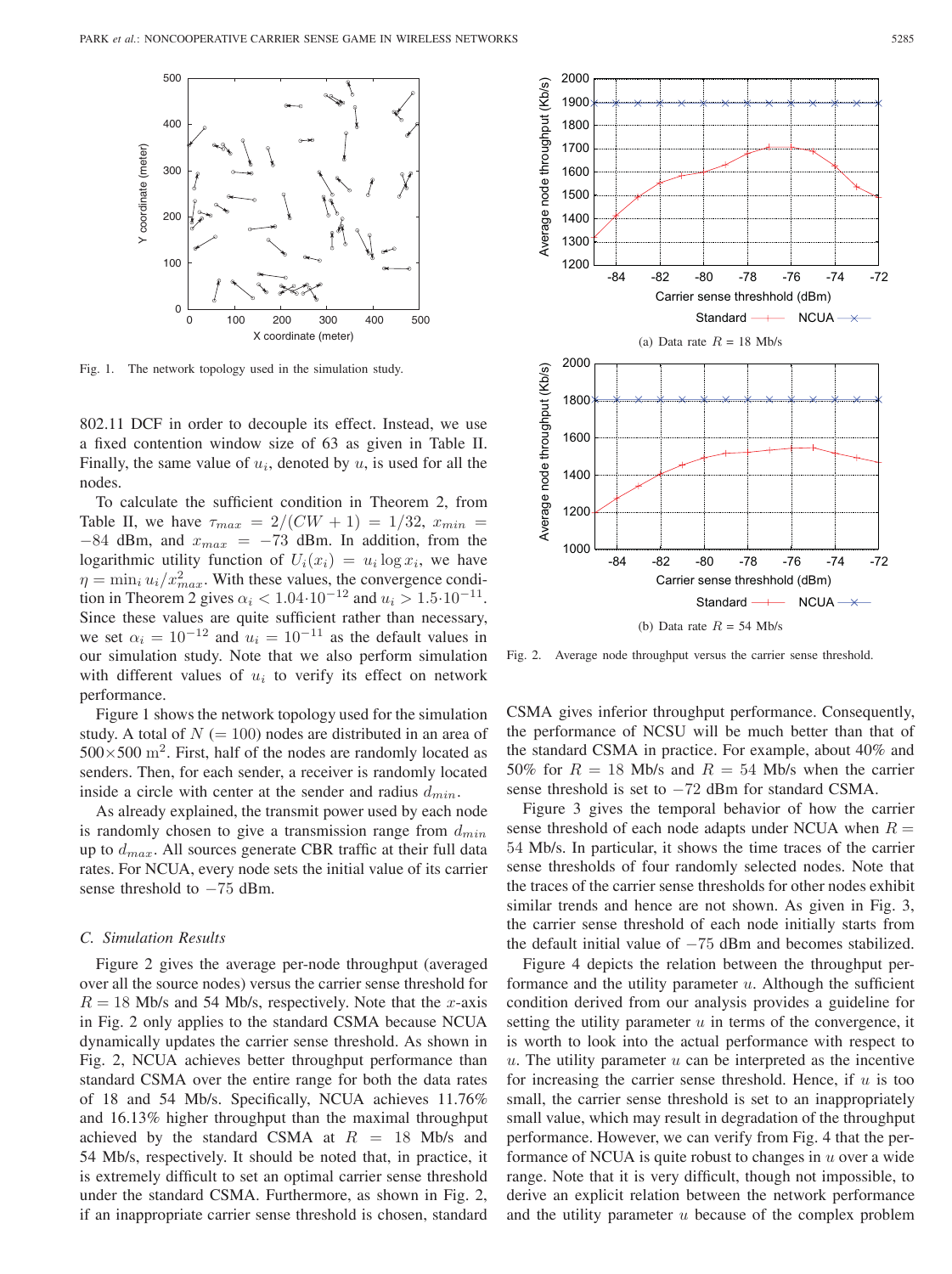Fig. 1. The network topology used in the simulation study.

802.11 DCF in order to decouple its effect. Instead, we use a fixed contention window size of 63 as given in Table II. Finally, the same value of $u_i$, denoted by $u$, is used for all the nodes.

To calculate the sufficient condition in Theorem 2, from Table II, we have $\tau_{max} = 2/(CW+1) = 1/32$, $x_{min} = -84$ dBm, and $x_{max} = -73$ dBm. In addition, from the logarithmic utility function of $U_i(x_i) = u_i \log x_i$, we have $\eta = \min_i u_i/x_{max}^2$. With these values, the convergence condition in Theorem 2 gives $\alpha_i < 1.04 \cdot 10^{-12}$ and $u_i > 1.5 \cdot 10^{-11}$. Since these values are quite sufficient rather than necessary, we set $\alpha_i = 10^{-12}$ and $u_i = 10^{-11}$ as the default values in our simulation study. Note that we also perform simulation with different values of $u_i$ to verify its effect on network performance.

Figure 1 shows the network topology used for the simulation study. A total of $N$ $(= 100)$ nodes are distributed in an area of $500 \times 500$ m$^2$. First, half of the nodes are randomly located as senders. Then, for each sender, a receiver is randomly located inside a circle with center at the sender and radius $d_{min}$.

As already explained, the transmit power used by each node is randomly chosen to give a transmission range from $d_{min}$ up to $d_{max}$. All sources generate CBR traffic at their full data rates. For NCUA, every node sets the initial value of its carrier sense threshold to $-75$ dBm.

### C. Simulation Results

Figure 2 gives the average per-node throughput (averaged over all the source nodes) versus the carrier sense threshold for $R = 18$ Mb/s and 54 Mb/s, respectively. Note that the $x$-axis in Fig. 2 only applies to the standard CSMA because NCUA dynamically updates the carrier sense threshold. As shown in Fig. 2, NCUA achieves better throughput performance than standard CSMA over the entire range for both the data rates of 18 and 54 Mb/s. Specifically, NCUA achieves 11.76% and 16.13% higher throughput than the maximal throughput achieved by the standard CSMA at $R = 18$ Mb/s and 54 Mb/s, respectively. It should be noted that, in practice, it is extremely difficult to set an optimal carrier sense threshold under the standard CSMA. Furthermore, as shown in Fig. 2, if an inappropriate carrier sense threshold is chosen, standard CSMA gives inferior throughput performance. Consequently, the performance of NCSU will be much better than that of the standard CSMA in practice. For example, about 40% and 50% for $R = 18$ Mb/s and $R = 54$ Mb/s when the carrier sense threshold is set to $-72$ dBm for standard CSMA.

(a) Data rate $R$ = 18 Mb/s

(b) Data rate $R$ = 54 Mb/s

Fig. 2. Average node throughput versus the carrier sense threshold.

Figure 3 gives the temporal behavior of how the carrier sense threshold of each node adapts under NCUA when $R = 54$ Mb/s. In particular, it shows the time traces of the carrier sense thresholds of four randomly selected nodes. Note that the traces of the carrier sense thresholds for other nodes exhibit similar trends and hence are not shown. As given in Fig. 3, the carrier sense threshold of each node initially starts from the default initial value of $-75$ dBm and becomes stabilized.

Figure 4 depicts the relation between the throughput performance and the utility parameter $u$. Although the sufficient condition derived from our analysis provides a guideline for setting the utility parameter $u$ in terms of the convergence, it is worth to look into the actual performance with respect to $u$. The utility parameter $u$ can be interpreted as the incentive for increasing the carrier sense threshold. Hence, if $u$ is too small, the carrier sense threshold is set to an inappropriately small value, which may result in degradation of the throughput performance. However, we can verify from Fig. 4 that the performance of NCUA is quite robust to changes in $u$ over a wide range. Note that it is very difficult, though not impossible, to derive an explicit relation between the network performance and the utility parameter $u$ because of the complex problem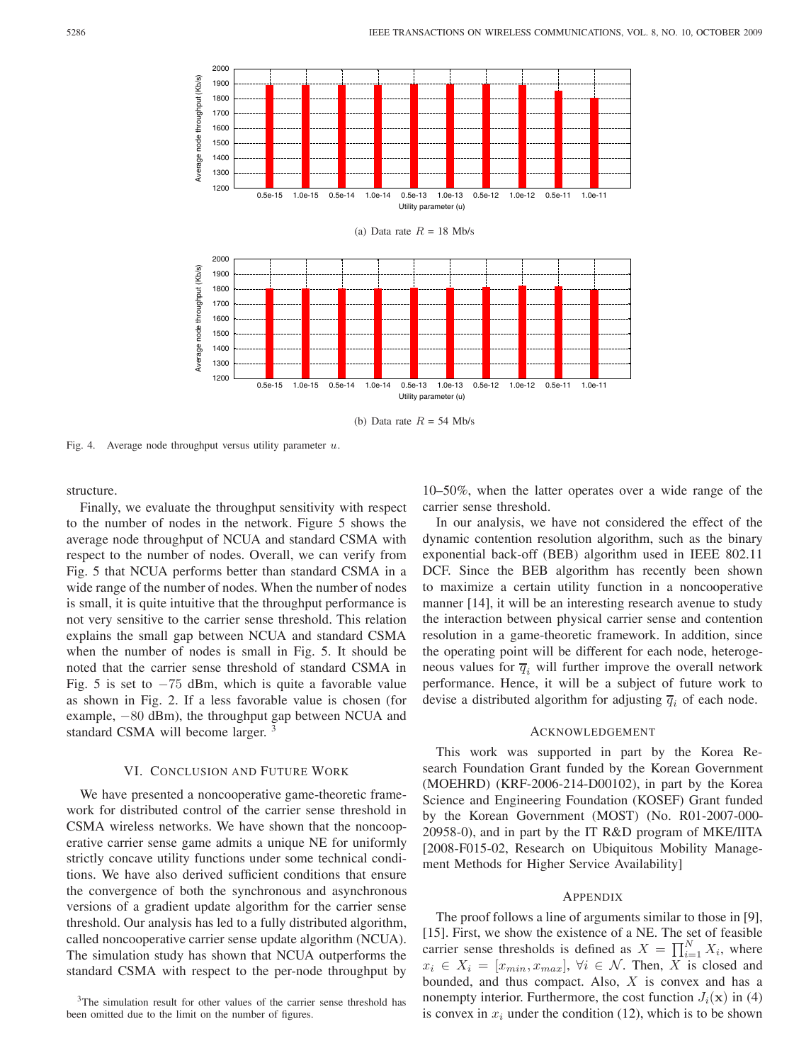(a) Data rate $R$ = 18 Mb/s

(b) Data rate $R$ = 54 Mb/s

Fig. 4. Average node throughput versus utility parameter $u$.

structure.

Finally, we evaluate the throughput sensitivity with respect to the number of nodes in the network. Figure 5 shows the average node throughput of NCUA and standard CSMA with respect to the number of nodes. Overall, we can verify from Fig. 5 that NCUA performs better than standard CSMA in a wide range of the number of nodes. When the number of nodes is small, it is quite intuitive that the throughput performance is not very sensitive to the carrier sense threshold. This relation explains the small gap between NCUA and standard CSMA when the number of nodes is small in Fig. 5. It should be noted that the carrier sense threshold of standard CSMA in Fig. 5 is set to $-75$ dBm, which is quite a favorable value as shown in Fig. 2. If a less favorable value is chosen (for example, $-80$ dBm), the throughput gap between NCUA and standard CSMA will become larger. [3]

## VI. Conclusion and Future Work

We have presented a noncooperative game-theoretic framework for distributed control of the carrier sense threshold in CSMA wireless networks. We have shown that the noncooperative carrier sense game admits a unique NE for uniformly strictly concave utility functions under some technical conditions. We have also derived sufficient conditions that ensure the convergence of both the synchronous and asynchronous versions of a gradient update algorithm for the carrier sense threshold. Our analysis has led to a fully distributed algorithm, called noncooperative carrier sense update algorithm (NCUA). The simulation study has shown that NCUA outperforms the standard CSMA with respect to the per-node throughput by 10–50%, when the latter operates over a wide range of the carrier sense threshold.

In our analysis, we have not considered the effect of the dynamic contention resolution algorithm, such as the binary exponential back-off (BEB) algorithm used in IEEE 802.11 DCF. Since the BEB algorithm has recently been shown to maximize a certain utility function in a noncooperative manner [14], it will be an interesting research avenue to study the interaction between physical carrier sense and contention resolution in a game-theoretic framework. In addition, since the operating point will be different for each node, heterogeneous values for $\overline{q}_i$ will further improve the overall network performance. Hence, it will be a subject of future work to devise a distributed algorithm for adjusting $\overline{q}_i$ of each node.

[3] The simulation result for other values of the carrier sense threshold has been omitted due to the limit on the number of figures.

## Acknowledgement

This work was supported in part by the Korea Research Foundation Grant funded by the Korean Government (MOEHRD) (KRF-2006-214-D00102), in part by the Korea Science and Engineering Foundation (KOSEF) Grant funded by the Korean Government (MOST) (No. R01-2007-000-20958-0), and in part by the IT R&D program of MKE/IITA [2008-F015-02, Research on Ubiquitous Mobility Management Methods for Higher Service Availability]

## Appendix

The proof follows a line of arguments similar to those in [9], [15]. First, we show the existence of a NE. The set of feasible carrier sense thresholds is defined as $X = \prod_{i=1}^{N} X_i$, where $x_i \in X_i = [x_{min}, x_{max}]$, $\forall i \in \mathcal{N}$. Then, $X$ is closed and bounded, and thus compact. Also, $X$ is convex and has a nonempty interior. Furthermore, the cost function $J_i(\mathbf{x})$ in (4) is convex in $x_i$ under the condition (12), which is to be shown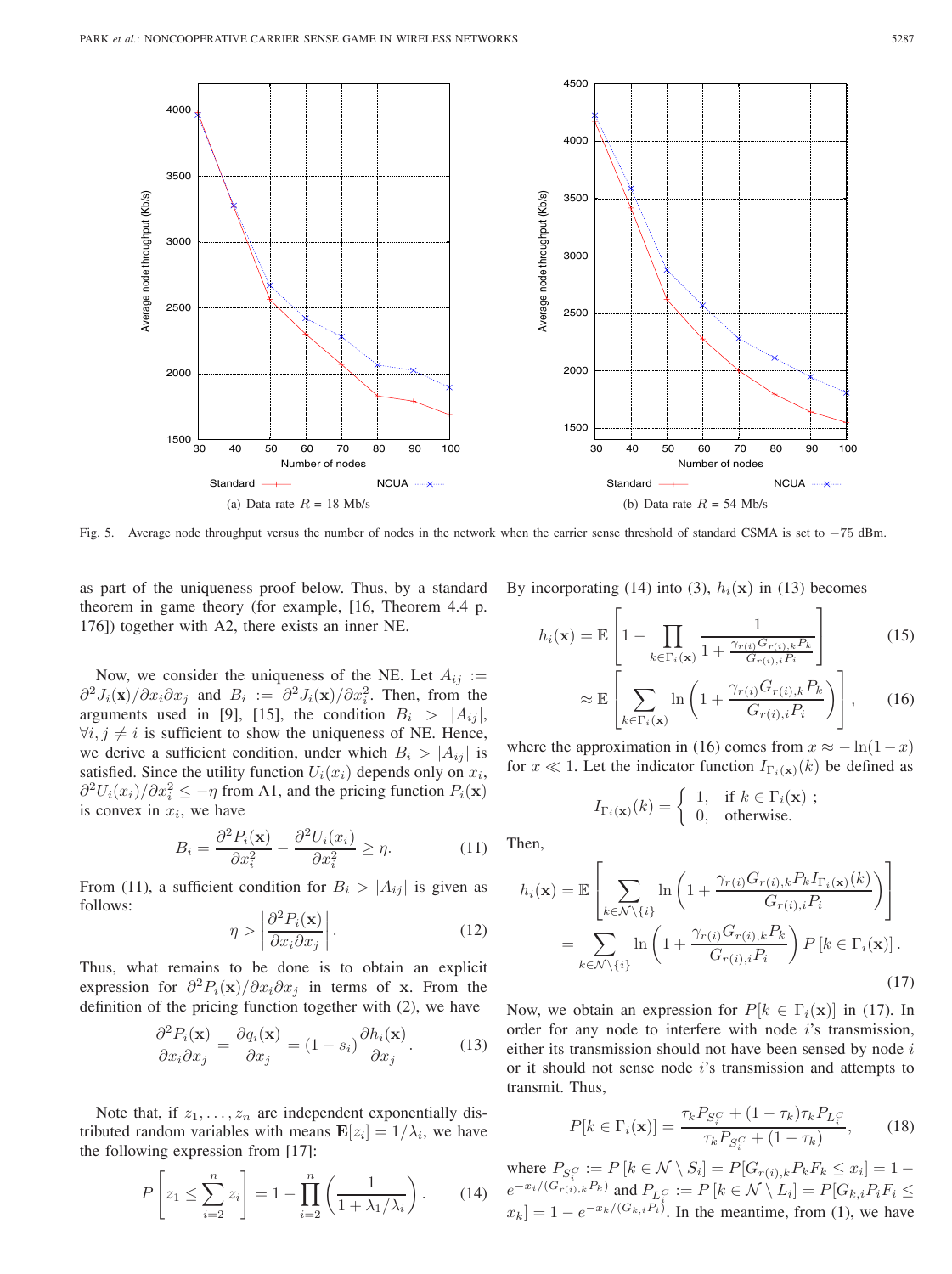Fig. 5. Average node throughput versus the number of nodes in the network when the carrier sense threshold of standard CSMA is set to −75 dBm.

(a) Data rate $R$ = 18 Mb/s

(b) Data rate $R$ = 54 Mb/s

as part of the uniqueness proof below. Thus, by a standard theorem in game theory (for example, [16, Theorem 4.4 p. 176]) together with A2, there exists an inner NE.

Now, we consider the uniqueness of the NE. Let $A_{ij} := \partial^2 J_i(\mathbf{x})/\partial x_i \partial x_j$ and $B_i := \partial^2 J_i(\mathbf{x})/\partial x_i^2$. Then, from the arguments used in [9], [15], the condition $B_i > |A_{ij}|$, $\forall i, j \neq i$ is sufficient to show the uniqueness of NE. Hence, we derive a sufficient condition, under which $B_i > |A_{ij}|$ is satisfied. Since the utility function $U_i(x_i)$ depends only on $x_i$, $\partial^2 U_i(x_i)/\partial x_i^2 \leq -\eta$ from A1, and the pricing function $P_i(\mathbf{x})$ is convex in $x_i$, we have

$$B_i = \frac{\partial^2 P_i(\mathbf{x})}{\partial x_i^2} - \frac{\partial^2 U_i(x_i)}{\partial x_i^2} \geq \eta. \tag{11}$$

From (11), a sufficient condition for $B_i > |A_{ij}|$ is given as follows:

$$\eta > \left| \frac{\partial^2 P_i(\mathbf{x})}{\partial x_i \partial x_j} \right|. \tag{12}$$

Thus, what remains to be done is to obtain an explicit expression for $\partial^2 P_i(\mathbf{x})/\partial x_i \partial x_j$ in terms of $\mathbf{x}$. From the definition of the pricing function together with (2), we have

$$\frac{\partial^2 P_i(\mathbf{x})}{\partial x_i \partial x_j} = \frac{\partial q_i(\mathbf{x})}{\partial x_j} = (1 - s_i)\frac{\partial h_i(\mathbf{x})}{\partial x_j}. \tag{13}$$

Note that, if $z_1, \ldots, z_n$ are independent exponentially distributed random variables with means $\mathbf{E}[z_i] = 1/\lambda_i$, we have the following expression from [17]:

$$P\left[z_1 \leq \sum_{i=2}^{n} z_i\right] = 1 - \prod_{i=2}^{n} \left(\frac{1}{1 + \lambda_1/\lambda_i}\right). \tag{14}$$

By incorporating (14) into (3), $h_i(\mathbf{x})$ in (13) becomes

$$h_i(\mathbf{x}) = \mathbb{E}\left[1 - \prod_{k \in \Gamma_i(\mathbf{x})} \frac{1}{1 + \frac{\gamma_{r(i)} G_{r(i),k} P_k}{G_{r(i),i} P_i}}\right] \tag{15}$$

$$\approx \mathbb{E}\left[\sum_{k \in \Gamma_i(\mathbf{x})} \ln\left(1 + \frac{\gamma_{r(i)} G_{r(i),k} P_k}{G_{r(i),i} P_i}\right)\right], \tag{16}$$

where the approximation in (16) comes from $x \approx -\ln(1 - x)$ for $x \ll 1$. Let the indicator function $I_{\Gamma_i(\mathbf{x})}(k)$ be defined as

$$I_{\Gamma_i(\mathbf{x})}(k) = \begin{cases} 1, & \text{if } k \in \Gamma_i(\mathbf{x}) \;; \\ 0, & \text{otherwise.} \end{cases}$$

Then,

$$h_i(\mathbf{x}) = \mathbb{E}\left[\sum_{k \in \mathcal{N} \setminus \{i\}} \ln\left(1 + \frac{\gamma_{r(i)} G_{r(i),k} P_k I_{\Gamma_i(\mathbf{x})}(k)}{G_{r(i),i} P_i}\right)\right]$$
$$= \sum_{k \in \mathcal{N} \setminus \{i\}} \ln\left(1 + \frac{\gamma_{r(i)} G_{r(i),k} P_k}{G_{r(i),i} P_i}\right) P\left[k \in \Gamma_i(\mathbf{x})\right]. \tag{17}$$

Now, we obtain an expression for $P[k \in \Gamma_i(\mathbf{x})]$ in (17). In order for any node to interfere with node $i$'s transmission, either its transmission should not have been sensed by node $i$ or it should not sense node $i$'s transmission and attempts to transmit. Thus,

$$P[k \in \Gamma_i(\mathbf{x})] = \frac{\tau_k P_{S_i^C} + (1 - \tau_k)\tau_k P_{L_i^C}}{\tau_k P_{S_i^C} + (1 - \tau_k)}, \tag{18}$$

where $P_{S_i^C} := P\left[k \in \mathcal{N} \setminus S_i\right] = P[G_{r(i),k} P_k F_k \leq x_i] = 1 - e^{-x_i/(G_{r(i),k} P_k)}$ and $P_{L_i^C} := P\left[k \in \mathcal{N} \setminus L_i\right] = P[G_{k,i} P_i F_i \leq x_k] = 1 - e^{-x_k/(G_{k,i} P_i)}$. In the meantime, from (1), we have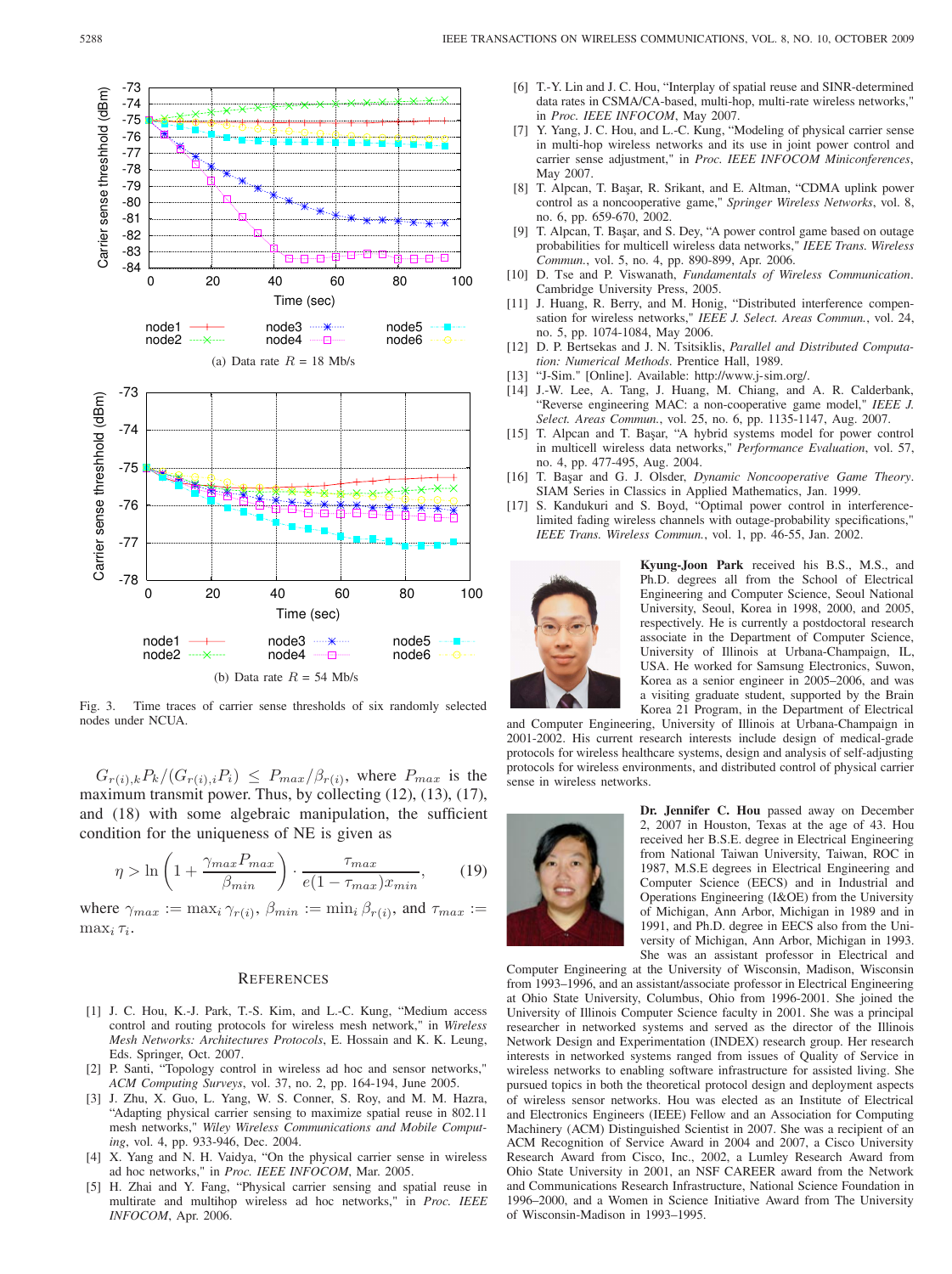(a) Data rate $R$ = 18 Mb/s

(b) Data rate $R$ = 54 Mb/s

Fig. 3. Time traces of carrier sense thresholds of six randomly selected nodes under NCUA.

$G_{r(i),k}P_k/(G_{r(i),i}P_i) \leq P_{max}/\beta_{r(i)}$, where $P_{max}$ is the maximum transmit power. Thus, by collecting (12), (13), (17), and (18) with some algebraic manipulation, the sufficient condition for the uniqueness of NE is given as

$$\eta > \ln\left(1 + \frac{\gamma_{max}P_{max}}{\beta_{min}}\right) \cdot \frac{\tau_{max}}{e(1-\tau_{max})x_{min}}, \tag{19}$$

where $\gamma_{max} := \max_i \gamma_{r(i)}$, $\beta_{min} := \min_i \beta_{r(i)}$, and $\tau_{max} := \max_i \tau_i$.

## References

[1] J. C. Hou, K.-J. Park, T.-S. Kim, and L.-C. Kung, "Medium access control and routing protocols for wireless mesh network," in *Wireless Mesh Networks: Architectures Protocols*, E. Hossain and K. K. Leung, Eds. Springer, Oct. 2007.

[2] P. Santi, "Topology control in wireless ad hoc and sensor networks," *ACM Computing Surveys*, vol. 37, no. 2, pp. 164-194, June 2005.

[3] J. Zhu, X. Guo, L. Yang, W. S. Conner, S. Roy, and M. M. Hazra, "Adapting physical carrier sensing to maximize spatial reuse in 802.11 mesh networks," *Wiley Wireless Communications and Mobile Computing*, vol. 4, pp. 933-946, Dec. 2004.

[4] X. Yang and N. H. Vaidya, "On the physical carrier sense in wireless ad hoc networks," in *Proc. IEEE INFOCOM*, Mar. 2005.

[5] H. Zhai and Y. Fang, "Physical carrier sensing and spatial reuse in multirate and multihop wireless ad hoc networks," in *Proc. IEEE INFOCOM*, Apr. 2006.

[6] T.-Y. Lin and J. C. Hou, "Interplay of spatial reuse and SINR-determined data rates in CSMA/CA-based, multi-hop, multi-rate wireless networks," in *Proc. IEEE INFOCOM*, May 2007.

[7] Y. Yang, J. C. Hou, and L.-C. Kung, "Modeling of physical carrier sense in multi-hop wireless networks and its use in joint power control and carrier sense adjustment," in *Proc. IEEE INFOCOM Miniconferences*, May 2007.

[8] T. Alpcan, T. Başar, R. Srikant, and E. Altman, "CDMA uplink power control as a noncooperative game," *Springer Wireless Networks*, vol. 8, no. 6, pp. 659-670, 2002.

[9] T. Alpcan, T. Başar, and S. Dey, "A power control game based on outage probabilities for multicell wireless data networks," *IEEE Trans. Wireless Commun.*, vol. 5, no. 4, pp. 890-899, Apr. 2006.

[10] D. Tse and P. Viswanath, *Fundamentals of Wireless Communication*. Cambridge University Press, 2005.

[11] J. Huang, R. Berry, and M. Honig, "Distributed interference compensation for wireless networks," *IEEE J. Select. Areas Commun.*, vol. 24, no. 5, pp. 1074-1084, May 2006.

[12] D. P. Bertsekas and J. N. Tsitsiklis, *Parallel and Distributed Computation: Numerical Methods*. Prentice Hall, 1989.

[13] "J-Sim." [Online]. Available: http://www.j-sim.org/.

[14] J.-W. Lee, A. Tang, J. Huang, M. Chiang, and A. R. Calderbank, "Reverse engineering MAC: a non-cooperative game model," *IEEE J. Select. Areas Commun.*, vol. 25, no. 6, pp. 1135-1147, Aug. 2007.

[15] T. Alpcan and T. Başar, "A hybrid systems model for power control in multicell wireless data networks," *Performance Evaluation*, vol. 57, no. 4, pp. 477-495, Aug. 2004.

[16] T. Başar and G. J. Olsder, *Dynamic Noncooperative Game Theory*. SIAM Series in Classics in Applied Mathematics, Jan. 1999.

[17] S. Kandukuri and S. Boyd, "Optimal power control in interference-limited fading wireless channels with outage-probability specifications," *IEEE Trans. Wireless Commun.*, vol. 1, pp. 46-55, Jan. 2002.

**Kyung-Joon Park** received his B.S., M.S., and Ph.D. degrees all from the School of Electrical Engineering and Computer Science, Seoul National University, Seoul, Korea in 1998, 2000, and 2005, respectively. He is currently a postdoctoral research associate in the Department of Computer Science, University of Illinois at Urbana-Champaign, IL, USA. He worked for Samsung Electronics, Suwon, Korea as a senior engineer in 2005–2006, and was a visiting graduate student, supported by the Brain Korea 21 Program, in the Department of Electrical and Computer Engineering, University of Illinois at Urbana-Champaign in 2001-2002. His current research interests include design of medical-grade protocols for wireless healthcare systems, design and analysis of self-adjusting protocols for wireless environments, and distributed control of physical carrier sense in wireless networks.

**Dr. Jennifer C. Hou** passed away on December 2, 2007 in Houston, Texas at the age of 43. Hou received her B.S.E. degree in Electrical Engineering from National Taiwan University, Taiwan, ROC in 1987, M.S.E degrees in Electrical Engineering and Computer Science (EECS) and in Industrial and Operations Engineering (I&OE) from the University of Michigan, Ann Arbor, Michigan in 1989 and in 1991, and Ph.D. degree in EECS also from the University of Michigan, Ann Arbor, Michigan in 1993. She was an assistant professor in Electrical and Computer Engineering at the University of Wisconsin, Madison, Wisconsin from 1993–1996, and an assistant/associate professor in Electrical Engineering at Ohio State University, Columbus, Ohio from 1996-2001. She joined the University of Illinois Computer Science faculty in 2001. She was a principal researcher in networked systems and served as the director of the Illinois Network Design and Experimentation (INDEX) research group. Her research interests in networked systems ranged from issues of Quality of Service in wireless networks to enabling software infrastructure for assisted living. She pursued topics in both the theoretical protocol design and deployment aspects of wireless sensor networks. Hou was elected as an Institute of Electrical and Electronics Engineers (IEEE) Fellow and an Association for Computing Machinery (ACM) Distinguished Scientist in 2007. She was a recipient of an ACM Recognition of Service Award in 2004 and 2007, a Cisco University Research Award from Cisco, Inc., 2002, a Lumley Research Award from Ohio State University in 2001, an NSF CAREER award from the Network and Communications Research Infrastructure, National Science Foundation in 1996–2000, and a Women in Science Initiative Award from The University of Wisconsin-Madison in 1993–1995.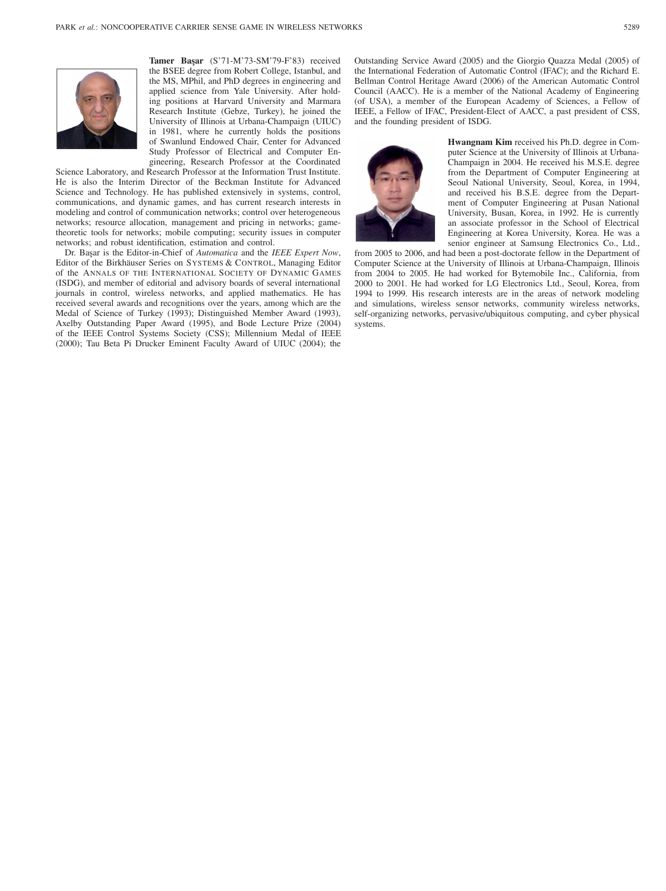**Tamer Başar** (S'71-M'73-SM'79-F'83) received the BSEE degree from Robert College, Istanbul, and the MS, MPhil, and PhD degrees in engineering and applied science from Yale University. After holding positions at Harvard University and Marmara Research Institute (Gebze, Turkey), he joined the University of Illinois at Urbana-Champaign (UIUC) in 1981, where he currently holds the positions of Swanlund Endowed Chair, Center for Advanced Study Professor of Electrical and Computer Engineering, Research Professor at the Coordinated Science Laboratory, and Research Professor at the Information Trust Institute. He is also the Interim Director of the Beckman Institute for Advanced Science and Technology. He has published extensively in systems, control, communications, and dynamic games, and has current research interests in modeling and control of communication networks; control over heterogeneous networks; resource allocation, management and pricing in networks; game-theoretic tools for networks; mobile computing; security issues in computer networks; and robust identification, estimation and control.

Dr. Başar is the Editor-in-Chief of *Automatica* and the *IEEE Expert Now*, Editor of the Birkhäuser Series on SYSTEMS & CONTROL, Managing Editor of the ANNALS OF THE INTERNATIONAL SOCIETY OF DYNAMIC GAMES (ISDG), and member of editorial and advisory boards of several international journals in control, wireless networks, and applied mathematics. He has received several awards and recognitions over the years, among which are the Medal of Science of Turkey (1993); Distinguished Member Award (1993), Axelby Outstanding Paper Award (1995), and Bode Lecture Prize (2004) of the IEEE Control Systems Society (CSS); Millennium Medal of IEEE (2000); Tau Beta Pi Drucker Eminent Faculty Award of UIUC (2004); the Outstanding Service Award (2005) and the Giorgio Quazza Medal (2005) of the International Federation of Automatic Control (IFAC); and the Richard E. Bellman Control Heritage Award (2006) of the American Automatic Control Council (AACC). He is a member of the National Academy of Engineering (of USA), a member of the European Academy of Sciences, a Fellow of IEEE, a Fellow of IFAC, President-Elect of AACC, a past president of CSS, and the founding president of ISDG.

**Hwangnam Kim** received his Ph.D. degree in Computer Science at the University of Illinois at Urbana-Champaign in 2004. He received his M.S.E. degree from the Department of Computer Engineering at Seoul National University, Seoul, Korea, in 1994, and received his B.S.E. degree from the Department of Computer Engineering at Pusan National University, Busan, Korea, in 1992. He is currently an associate professor in the School of Electrical Engineering at Korea University, Korea. He was a senior engineer at Samsung Electronics Co., Ltd., from 2005 to 2006, and had been a post-doctorate fellow in the Department of Computer Science at the University of Illinois at Urbana-Champaign, Illinois from 2004 to 2005. He had worked for Bytemobile Inc., California, from 2000 to 2001. He had worked for LG Electronics Ltd., Seoul, Korea, from 1994 to 1999. His research interests are in the areas of network modeling and simulations, wireless sensor networks, community wireless networks, self-organizing networks, pervasive/ubiquitous computing, and cyber physical systems.